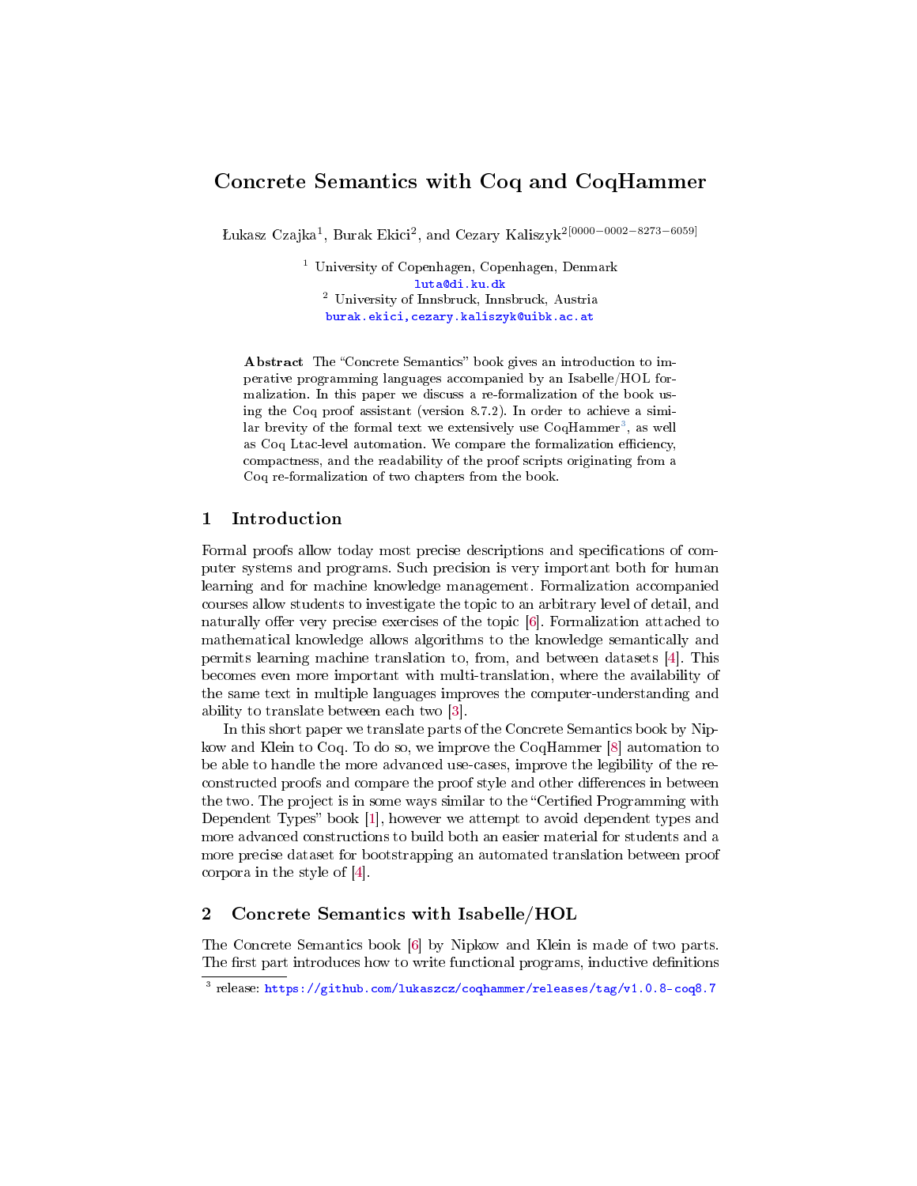# Concrete Semantics with Coq and CoqHammer

Łukasz Czajka[1], Burak Ekici[2], and Cezary Kaliszyk[2[0000−0002−8273−6059]]

[1] University of Copenhagen, Copenhagen, Denmark
luta@di.ku.dk

[2] University of Innsbruck, Innsbruck, Austria
burak.ekici,cezary.kaliszyk@uibk.ac.at

**Abstract** The "Concrete Semantics" book gives an introduction to imperative programming languages accompanied by an Isabelle/HOL formalization. In this paper we discuss a re-formalization of the book using the Coq proof assistant (version 8.7.2). In order to achieve a similar brevity of the formal text we extensively use CoqHammer[3], as well as Coq Ltac-level automation. We compare the formalization efficiency, compactness, and the readability of the proof scripts originating from a Coq re-formalization of two chapters from the book.

## 1 Introduction

Formal proofs allow today most precise descriptions and specifications of computer systems and programs. Such precision is very important both for human learning and for machine knowledge management. Formalization accompanied courses allow students to investigate the topic to an arbitrary level of detail, and naturally offer very precise exercises of the topic [6]. Formalization attached to mathematical knowledge allows algorithms to the knowledge semantically and permits learning machine translation to, from, and between datasets [4]. This becomes even more important with multi-translation, where the availability of the same text in multiple languages improves the computer-understanding and ability to translate between each two [3].

In this short paper we translate parts of the Concrete Semantics book by Nipkow and Klein to Coq. To do so, we improve the CoqHammer [8] automation to be able to handle the more advanced use-cases, improve the legibility of the reconstructed proofs and compare the proof style and other differences in between the two. The project is in some ways similar to the "Certified Programming with Dependent Types" book [1], however we attempt to avoid dependent types and more advanced constructions to build both an easier material for students and a more precise dataset for bootstrapping an automated translation between proof corpora in the style of [4].

## 2 Concrete Semantics with Isabelle/HOL

The Concrete Semantics book [6] by Nipkow and Klein is made of two parts. The first part introduces how to write functional programs, inductive definitions

[3] release: https://github.com/lukaszcz/coqhammer/releases/tag/v1.0.8-coq8.7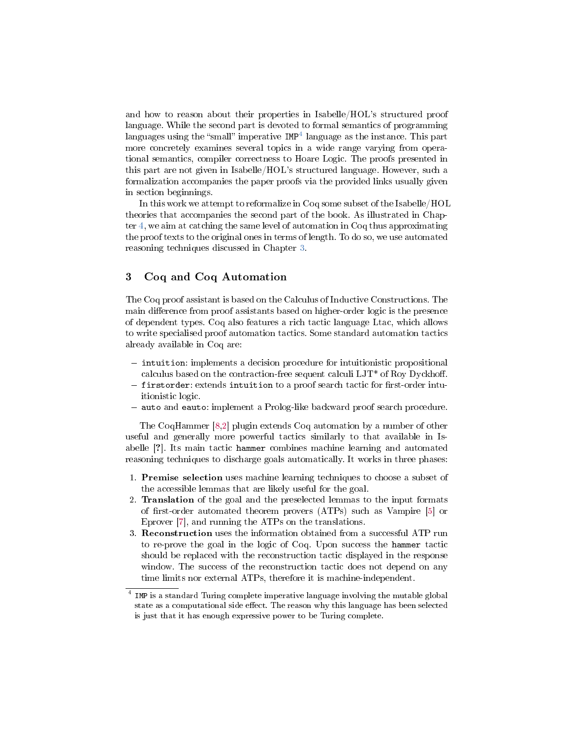and how to reason about their properties in Isabelle/HOL's structured proof language. While the second part is devoted to formal semantics of programming languages using the "small" imperative `IMP`[4] language as the instance. This part more concretely examines several topics in a wide range varying from operational semantics, compiler correctness to Hoare Logic. The proofs presented in this part are not given in Isabelle/HOL's structured language. However, such a formalization accompanies the paper proofs via the provided links usually given in section beginnings.

In this work we attempt to reformalize in Coq some subset of the Isabelle/HOL theories that accompanies the second part of the book. As illustrated in Chapter 4, we aim at catching the same level of automation in Coq thus approximating the proof texts to the original ones in terms of length. To do so, we use automated reasoning techniques discussed in Chapter 3.

## 3 Coq and Coq Automation

The Coq proof assistant is based on the Calculus of Inductive Constructions. The main difference from proof assistants based on higher-order logic is the presence of dependent types. Coq also features a rich tactic language Ltac, which allows to write specialised proof automation tactics. Some standard automation tactics already available in Coq are:

- `intuition`: implements a decision procedure for intuitionistic propositional calculus based on the contraction-free sequent calculi LJT* of Roy Dyckhoff.
- `firstorder`: extends `intuition` to a proof search tactic for first-order intuitionistic logic.
- `auto` and `eauto`: implement a Prolog-like backward proof search procedure.

The CoqHammer [8,2] plugin extends Coq automation by a number of other useful and generally more powerful tactics similarly to that available in Isabelle [?]. Its main tactic `hammer` combines machine learning and automated reasoning techniques to discharge goals automatically. It works in three phases:

1. **Premise selection** uses machine learning techniques to choose a subset of the accessible lemmas that are likely useful for the goal.
2. **Translation** of the goal and the preselected lemmas to the input formats of first-order automated theorem provers (ATPs) such as Vampire [5] or Eprover [7], and running the ATPs on the translations.
3. **Reconstruction** uses the information obtained from a successful ATP run to re-prove the goal in the logic of Coq. Upon success the `hammer` tactic should be replaced with the reconstruction tactic displayed in the response window. The success of the reconstruction tactic does not depend on any time limits nor external ATPs, therefore it is machine-independent.

[4] `IMP` is a standard Turing complete imperative language involving the mutable global state as a computational side effect. The reason why this language has been selected is just that it has enough expressive power to be Turing complete.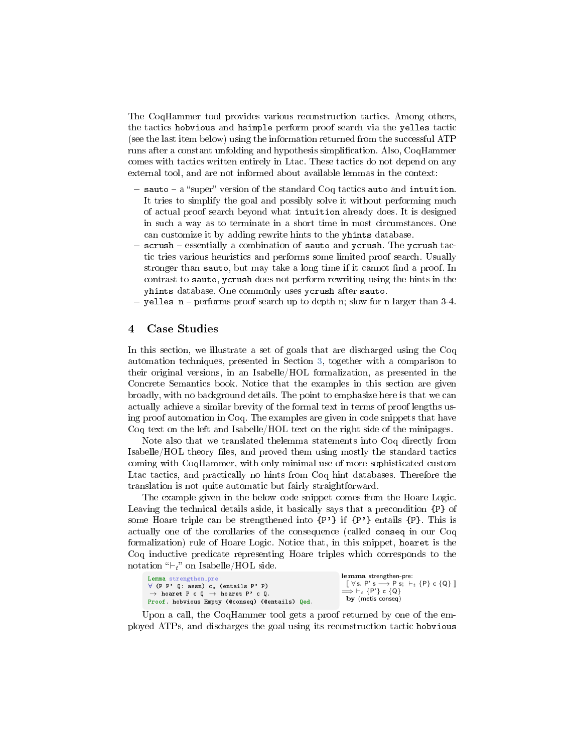The CoqHammer tool provides various reconstruction tactics. Among others, the tactics `hobvious` and `hsimple` perform proof search via the `yelles` tactic (see the last item below) using the information returned from the successful ATP runs after a constant unfolding and hypothesis simplification. Also, CoqHammer comes with tactics written entirely in Ltac. These tactics do not depend on any external tool, and are not informed about available lemmas in the context:

- `sauto` – a "super" version of the standard Coq tactics `auto` and `intuition`. It tries to simplify the goal and possibly solve it without performing much of actual proof search beyond what `intuition` already does. It is designed in such a way as to terminate in a short time in most circumstances. One can customize it by adding rewrite hints to the `yhints` database.
- `scrush` – essentially a combination of `sauto` and `ycrush`. The `ycrush` tactic tries various heuristics and performs some limited proof search. Usually stronger than `sauto`, but may take a long time if it cannot find a proof. In contrast to `sauto`, `ycrush` does not perform rewriting using the hints in the `yhints` database. One commonly uses `ycrush` after `sauto`.
- `yelles n` – performs proof search up to depth n; slow for n larger than 3-4.

## 4 Case Studies

In this section, we illustrate a set of goals that are discharged using the Coq automation techniques, presented in Section 3, together with a comparison to their original versions, in an Isabelle/HOL formalization, as presented in the Concrete Semantics book. Notice that the examples in this section are given broadly, with no background details. The point to emphasize here is that we can actually achieve a similar brevity of the formal text in terms of proof lengths using proof automation in Coq. The examples are given in code snippets that have Coq text on the left and Isabelle/HOL text on the right side of the minipages.

Note also that we translated thelemma statements into Coq directly from Isabelle/HOL theory files, and proved them using mostly the standard tactics coming with CoqHammer, with only minimal use of more sophisticated custom Ltac tactics, and practically no hints from Coq hint databases. Therefore the translation is not quite automatic but fairly straightforward.

The example given in the below code snippet comes from the Hoare Logic. Leaving the technical details aside, it basically says that a precondition `{P}` of some Hoare triple can be strengthened into `{P'}` if `{P'}` entails `{P}`. This is actually one of the corollaries of the consequence (called `conseq` in our Coq formalization) rule of Hoare Logic. Notice that, in this snippet, `hoaret` is the Coq inductive predicate representing Hoare triples which corresponds to the notation "$\vdash_t$" on Isabelle/HOL side.

```
Lemma strengthen_pre:
∀ (P P' Q: assn) c, (entails P' P)
 → hoaret P c Q → hoaret P' c Q.
Proof. hobvious Empty (@conseq) (@entails) Qed.
```

```
lemma strengthen-pre:
 ⟦ ∀s. P' s ⟶ P s; ⊢t {P} c {Q} ⟧
⟹ ⊢t {P'} c {Q}
 by (metis conseq)
```

Upon a call, the CoqHammer tool gets a proof returned by one of the employed ATPs, and discharges the goal using its reconstruction tactic `hobvious`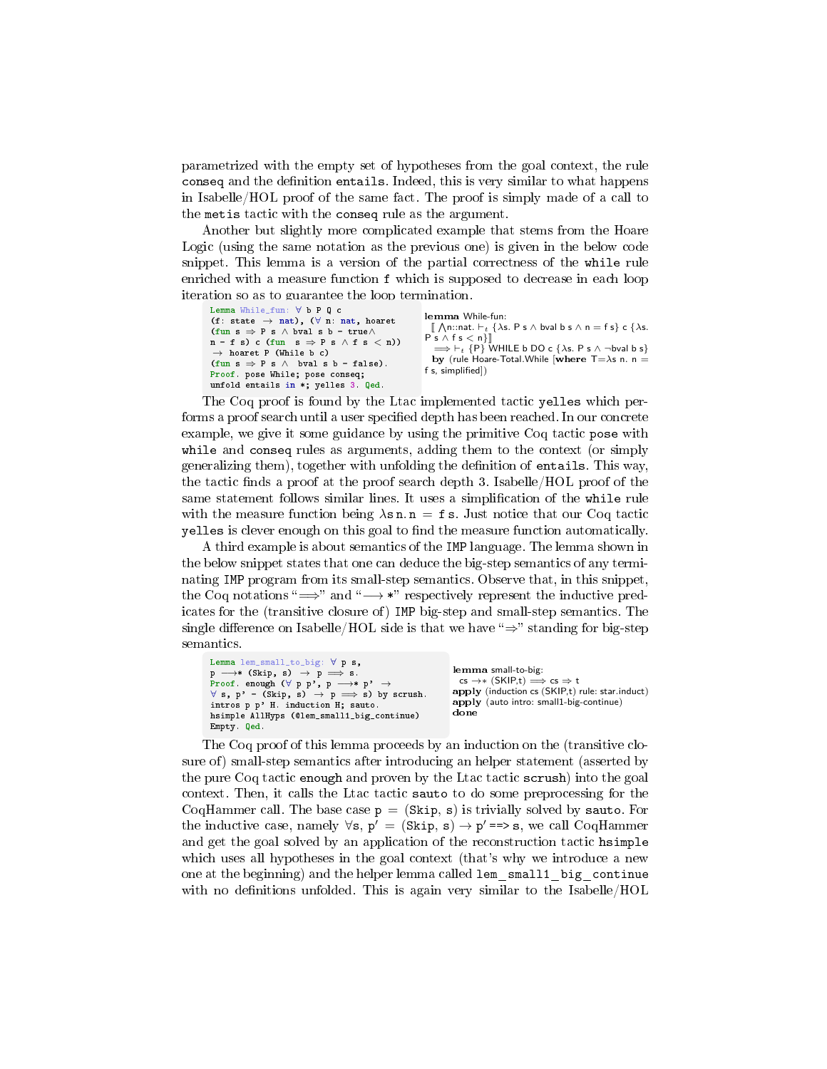parametrized with the empty set of hypotheses from the goal context, the rule conseq and the definition entails. Indeed, this is very similar to what happens in Isabelle/HOL proof of the same fact. The proof is simply made of a call to the metis tactic with the conseq rule as the argument.

Another but slightly more complicated example that stems from the Hoare Logic (using the same notation as the previous one) is given in the below code snippet. This lemma is a version of the partial correctness of the while rule enriched with a measure function f which is supposed to decrease in each loop iteration so as to guarantee the loop termination.

```
Lemma While_fun: ∀ b P Q c
(f: state → nat), (∀ n: nat, hoaret
(fun s ⇒ P s ∧ bval s b = true∧
n = f s) c (fun  s ⇒ P s ∧ f s < n))
 → hoaret P (While b c)
(fun s ⇒ P s ∧  bval s b = false).
Proof. pose While; pose conseq;
unfold entails in *; yelles 3. Qed.
```

```
lemma While-fun:
  ⟦ ⋀n::nat. ⊢t {λs. P s ∧ bval b s ∧ n = f s} c {λs.
P s ∧ f s < n}⟧
  ⟹ ⊢t {P} WHILE b DO c {λs. P s ∧ ¬bval b s}
  by (rule Hoare-Total.While [where T=λs n. n =
f s, simplified])
```

The Coq proof is found by the Ltac implemented tactic yelles which performs a proof search until a user specified depth has been reached. In our concrete example, we give it some guidance by using the primitive Coq tactic pose with while and conseq rules as arguments, adding them to the context (or simply generalizing them), together with unfolding the definition of entails. This way, the tactic finds a proof at the proof search depth 3. Isabelle/HOL proof of the same statement follows similar lines. It uses a simplification of the while rule with the measure function being $\lambda s\, n.\, n = f\, s$. Just notice that our Coq tactic yelles is clever enough on this goal to find the measure function automatically.

A third example is about semantics of the IMP language. The lemma shown in the below snippet states that one can deduce the big-step semantics of any terminating IMP program from its small-step semantics. Observe that, in this snippet, the Coq notations "⟹" and "⟶ \*" respectively represent the inductive predicates for the (transitive closure of) IMP big-step and small-step semantics. The single difference on Isabelle/HOL side is that we have "⇒" standing for big-step semantics.

```
Lemma lem_small_to_big: ∀ p s,
p ⟶* (Skip, s) → p ⟹ s.
Proof. enough (∀ p p', p ⟶* p' →
∀ s, p' = (Skip, s) → p ⟹ s) by scrush.
intros p p' H. induction H; sauto.
hsimple AllHyps (@lem_small1_big_continue)
Empty. Qed.
```

```
lemma small-to-big:
  cs →* (SKIP,t) ⟹ cs ⇒ t
apply (induction cs (SKIP,t) rule: star.induct)
apply (auto intro: small1-big-continue)
done
```

The Coq proof of this lemma proceeds by an induction on the (transitive closure of) small-step semantics after introducing an helper statement (asserted by the pure Coq tactic enough and proven by the Ltac tactic scrush) into the goal context. Then, it calls the Ltac tactic sauto to do some preprocessing for the CoqHammer call. The base case p = (Skip, s) is trivially solved by sauto. For the inductive case, namely ∀s, p′ = (Skip, s) → p′ ==> s, we call CoqHammer and get the goal solved by an application of the reconstruction tactic hsimple which uses all hypotheses in the goal context (that's why we introduce a new one at the beginning) and the helper lemma called lem_small1_big_continue with no definitions unfolded. This is again very similar to the Isabelle/HOL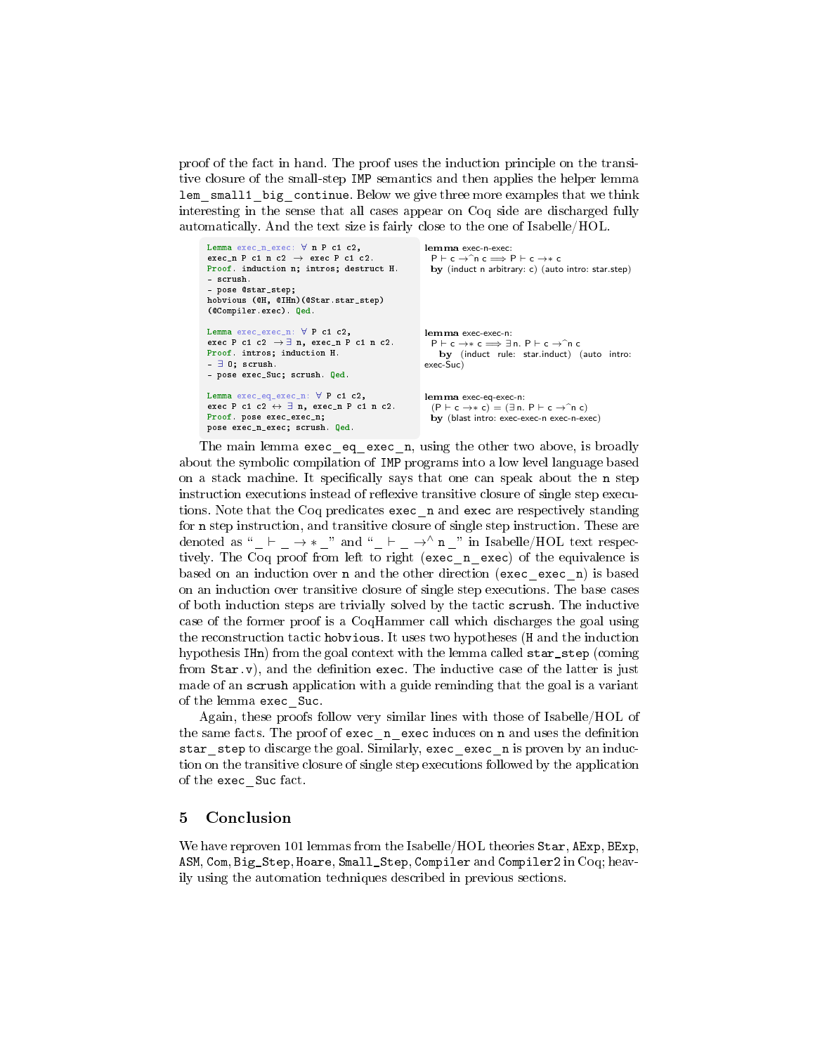proof of the fact in hand. The proof uses the induction principle on the transitive closure of the small-step IMP semantics and then applies the helper lemma lem_small1_big_continue. Below we give three more examples that we think interesting in the sense that all cases appear on Coq side are discharged fully automatically. And the text size is fairly close to the one of Isabelle/HOL.

```
Lemma exec_n_exec: ∀ n P c1 c2,
exec_n P c1 n c2 → exec P c1 c2.
Proof. induction n; intros; destruct H.
- scrush.
- pose @star_step;
hobvious (@H, @IHn)(@Star.star_step)
(@Compiler.exec). Qed.
```

```
lemma exec-n-exec:
  P ⊢ c →^n c ⟹ P ⊢ c →* c
  by (induct n arbitrary: c) (auto intro: star.step)
```

```
Lemma exec_exec_n: ∀ P c1 c2,
exec P c1 c2 → ∃ n, exec_n P c1 n c2.
Proof. intros; induction H.
- ∃ 0; scrush.
- pose exec_Suc; scrush. Qed.
```

```
lemma exec-exec-n:
  P ⊢ c →* c ⟹ ∃n. P ⊢ c →^n c
    by (induct rule: star.induct) (auto intro:
exec-Suc)
```

```
Lemma exec_eq_exec_n: ∀ P c1 c2,
exec P c1 c2 ↔ ∃ n, exec_n P c1 n c2.
Proof. pose exec_exec_n;
pose exec_n_exec; scrush. Qed.
```

```
lemma exec-eq-exec-n:
  (P ⊢ c →* c) = (∃n. P ⊢ c →^n c)
  by (blast intro: exec-exec-n exec-n-exec)
```

The main lemma exec_eq_exec_n, using the other two above, is broadly about the symbolic compilation of IMP programs into a low level language based on a stack machine. It specifically says that one can speak about the n step instruction executions instead of reflexive transitive closure of single step executions. Note that the Coq predicates exec_n and exec are respectively standing for n step instruction, and transitive closure of single step instruction. These are denoted as "_ ⊢ _ → ∗ _" and "_ ⊢ _ →^ n _" in Isabelle/HOL text respectively. The Coq proof from left to right (exec_n_exec) of the equivalence is based on an induction over n and the other direction (exec_exec_n) is based on an induction over transitive closure of single step executions. The base cases of both induction steps are trivially solved by the tactic scrush. The inductive case of the former proof is a CoqHammer call which discharges the goal using the reconstruction tactic hobvious. It uses two hypotheses (H and the induction hypothesis IHn) from the goal context with the lemma called star_step (coming from Star.v), and the definition exec. The inductive case of the latter is just made of an scrush application with a guide reminding that the goal is a variant of the lemma exec_Suc.

Again, these proofs follow very similar lines with those of Isabelle/HOL of the same facts. The proof of exec_n_exec induces on n and uses the definition star_step to discarge the goal. Similarly, exec_exec_n is proven by an induction on the transitive closure of single step executions followed by the application of the exec_Suc fact.

## 5 Conclusion

We have reproven 101 lemmas from the Isabelle/HOL theories Star, AExp, BExp, ASM, Com, Big_Step, Hoare, Small_Step, Compiler and Compiler2 in Coq; heavily using the automation techniques described in previous sections.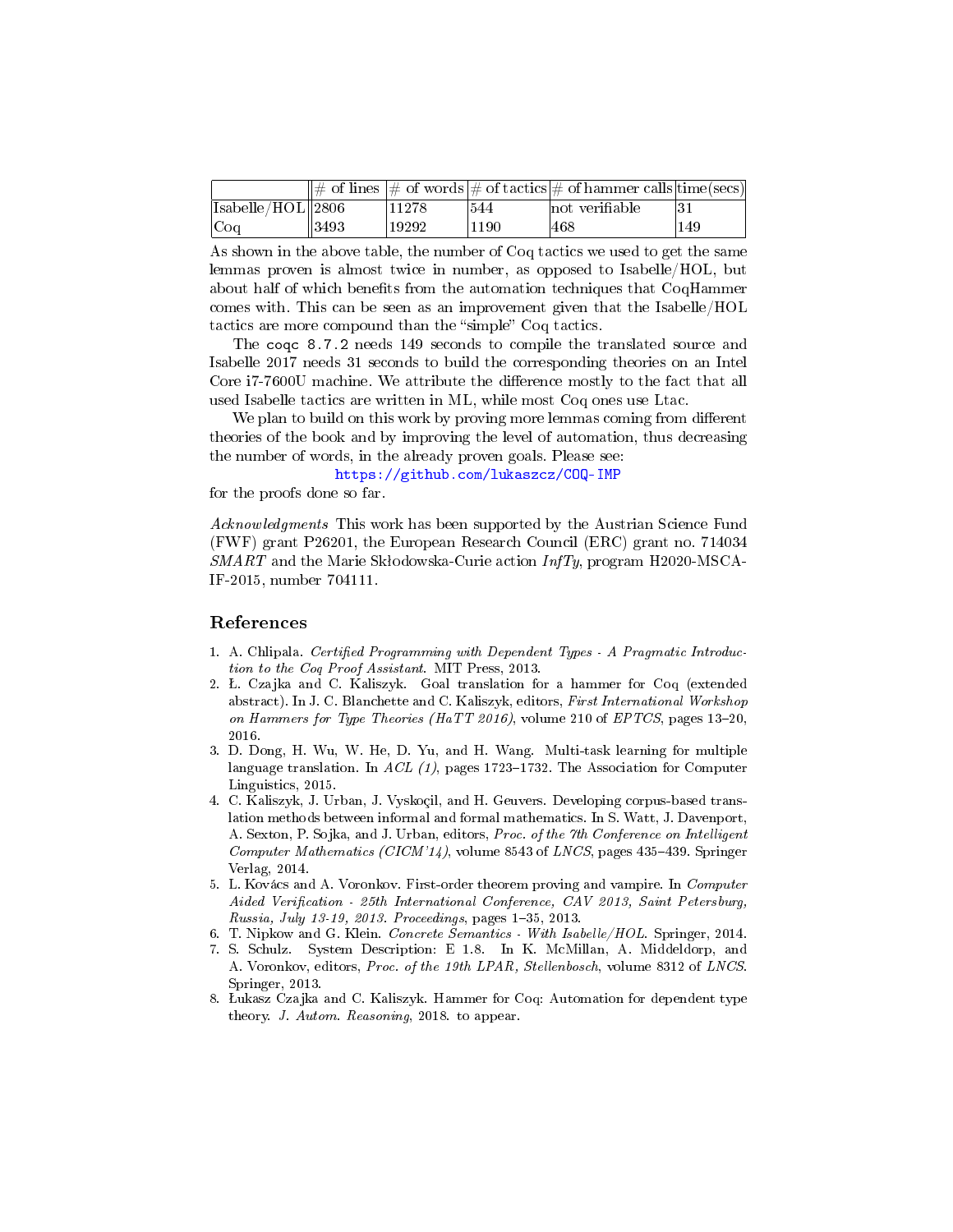| | # of lines | # of words | # of tactics | # of hammer calls | time(secs) |
|---|---|---|---|---|---|
| Isabelle/HOL | 2806 | 11278 | 544 | not verifiable | 31 |
| Coq | 3493 | 19292 | 1190 | 468 | 149 |

As shown in the above table, the number of Coq tactics we used to get the same lemmas proven is almost twice in number, as opposed to Isabelle/HOL, but about half of which benefits from the automation techniques that CoqHammer comes with. This can be seen as an improvement given that the Isabelle/HOL tactics are more compound than the "simple" Coq tactics.

The `coqc 8.7.2` needs 149 seconds to compile the translated source and Isabelle 2017 needs 31 seconds to build the corresponding theories on an Intel Core i7-7600U machine. We attribute the difference mostly to the fact that all used Isabelle tactics are written in ML, while most Coq ones use Ltac.

We plan to build on this work by proving more lemmas coming from different theories of the book and by improving the level of automation, thus decreasing the number of words, in the already proven goals. Please see:

https://github.com/lukaszcz/COQ-IMP

for the proofs done so far.

*Acknowledgments* This work has been supported by the Austrian Science Fund (FWF) grant P26201, the European Research Council (ERC) grant no. 714034 *SMART* and the Marie Skłodowska-Curie action *InfTy*, program H2020-MSCA-IF-2015, number 704111.

## References

1. A. Chlipala. *Certified Programming with Dependent Types - A Pragmatic Introduction to the Coq Proof Assistant*. MIT Press, 2013.
2. Ł. Czajka and C. Kaliszyk. Goal translation for a hammer for Coq (extended abstract). In J. C. Blanchette and C. Kaliszyk, editors, *First International Workshop on Hammers for Type Theories (HaTT 2016)*, volume 210 of *EPTCS*, pages 13–20, 2016.
3. D. Dong, H. Wu, W. He, D. Yu, and H. Wang. Multi-task learning for multiple language translation. In *ACL (1)*, pages 1723–1732. The Association for Computer Linguistics, 2015.
4. C. Kaliszyk, J. Urban, J. Vyskoçil, and H. Geuvers. Developing corpus-based translation methods between informal and formal mathematics. In S. Watt, J. Davenport, A. Sexton, P. Sojka, and J. Urban, editors, *Proc. of the 7th Conference on Intelligent Computer Mathematics (CICM'14)*, volume 8543 of *LNCS*, pages 435–439. Springer Verlag, 2014.
5. L. Kovács and A. Voronkov. First-order theorem proving and vampire. In *Computer Aided Verification - 25th International Conference, CAV 2013, Saint Petersburg, Russia, July 13-19, 2013. Proceedings*, pages 1–35, 2013.
6. T. Nipkow and G. Klein. *Concrete Semantics - With Isabelle/HOL*. Springer, 2014.
7. S. Schulz. System Description: E 1.8. In K. McMillan, A. Middeldorp, and A. Voronkov, editors, *Proc. of the 19th LPAR, Stellenbosch*, volume 8312 of *LNCS*. Springer, 2013.
8. Łukasz Czajka and C. Kaliszyk. Hammer for Coq: Automation for dependent type theory. *J. Autom. Reasoning*, 2018. to appear.